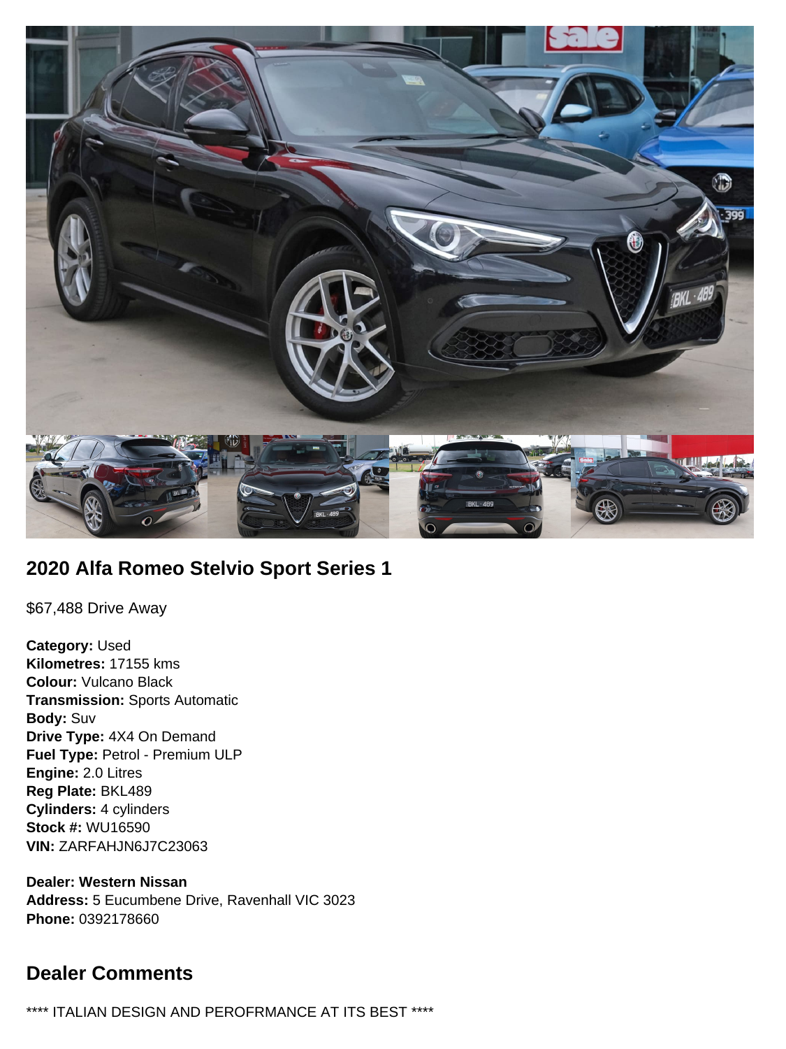## 2020 Alfa Romeo Stelvio Sport Series 1

$67,488 Drive Away

**Category:** Used
**Kilometres:** 17155 kms
**Colour:** Vulcano Black
**Transmission:** Sports Automatic
**Body:** Suv
**Drive Type:** 4X4 On Demand
**Fuel Type:** Petrol - Premium ULP
**Engine:** 2.0 Litres
**Reg Plate:** BKL489
**Cylinders:** 4 cylinders
**Stock #:** WU16590
**VIN:** ZARFAHJN6J7C23063

**Dealer: Western Nissan**
**Address:** 5 Eucumbene Drive, Ravenhall VIC 3023
**Phone:** 0392178660

## Dealer Comments

**** ITALIAN DESIGN AND PEROFRMANCE AT ITS BEST ****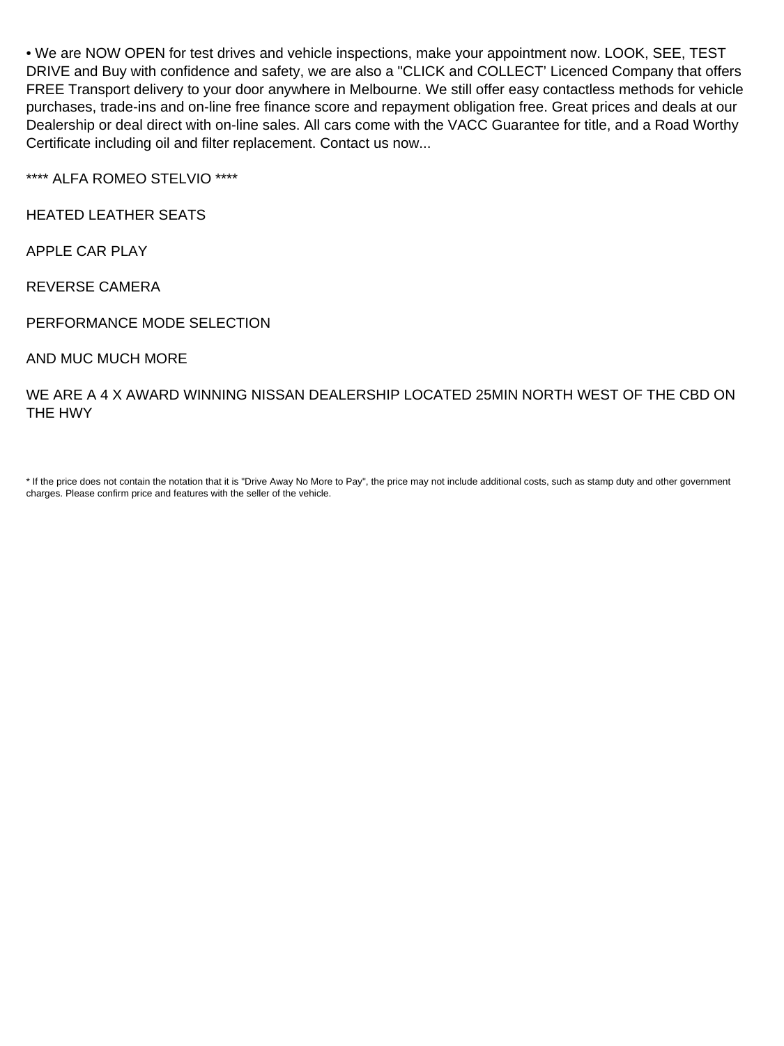• We are NOW OPEN for test drives and vehicle inspections, make your appointment now. LOOK, SEE, TEST DRIVE and Buy with confidence and safety, we are also a "CLICK and COLLECT' Licenced Company that offers FREE Transport delivery to your door anywhere in Melbourne. We still offer easy contactless methods for vehicle purchases, trade-ins and on-line free finance score and repayment obligation free. Great prices and deals at our Dealership or deal direct with on-line sales. All cars come with the VACC Guarantee for title, and a Road Worthy Certificate including oil and filter replacement. Contact us now...

**** ALFA ROMEO STELVIO ****

HEATED LEATHER SEATS

APPLE CAR PLAY

REVERSE CAMERA

PERFORMANCE MODE SELECTION

AND MUC MUCH MORE

WE ARE A 4 X AWARD WINNING NISSAN DEALERSHIP LOCATED 25MIN NORTH WEST OF THE CBD ON THE HWY

* If the price does not contain the notation that it is "Drive Away No More to Pay", the price may not include additional costs, such as stamp duty and other government charges. Please confirm price and features with the seller of the vehicle.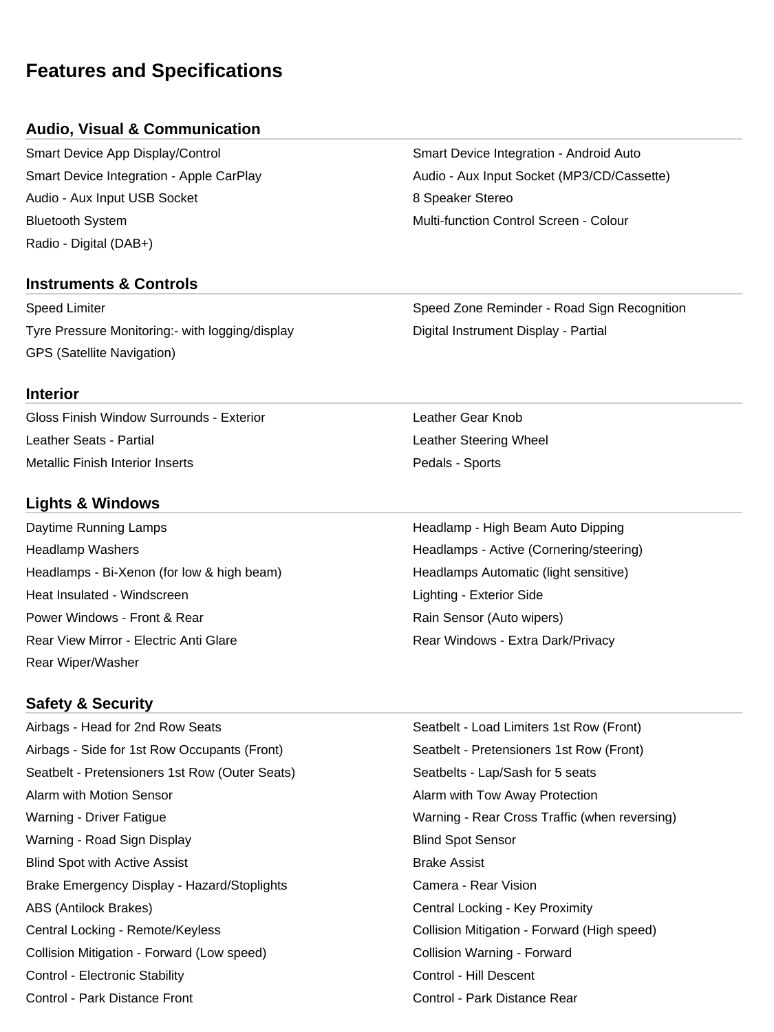# Features and Specifications

## Audio, Visual & Communication

- Smart Device App Display/Control
- Smart Device Integration - Android Auto
- Smart Device Integration - Apple CarPlay
- Audio - Aux Input Socket (MP3/CD/Cassette)
- Audio - Aux Input USB Socket
- 8 Speaker Stereo
- Bluetooth System
- Multi-function Control Screen - Colour
- Radio - Digital (DAB+)

## Instruments & Controls

- Speed Limiter
- Speed Zone Reminder - Road Sign Recognition
- Tyre Pressure Monitoring:- with logging/display
- Digital Instrument Display - Partial
- GPS (Satellite Navigation)

## Interior

- Gloss Finish Window Surrounds - Exterior
- Leather Gear Knob
- Leather Seats - Partial
- Leather Steering Wheel
- Metallic Finish Interior Inserts
- Pedals - Sports

## Lights & Windows

- Daytime Running Lamps
- Headlamp - High Beam Auto Dipping
- Headlamp Washers
- Headlamps - Active (Cornering/steering)
- Headlamps - Bi-Xenon (for low & high beam)
- Headlamps Automatic (light sensitive)
- Heat Insulated - Windscreen
- Lighting - Exterior Side
- Power Windows - Front & Rear
- Rain Sensor (Auto wipers)
- Rear View Mirror - Electric Anti Glare
- Rear Windows - Extra Dark/Privacy
- Rear Wiper/Washer

## Safety & Security

- Airbags - Head for 2nd Row Seats
- Seatbelt - Load Limiters 1st Row (Front)
- Airbags - Side for 1st Row Occupants (Front)
- Seatbelt - Pretensioners 1st Row (Front)
- Seatbelt - Pretensioners 1st Row (Outer Seats)
- Seatbelts - Lap/Sash for 5 seats
- Alarm with Motion Sensor
- Alarm with Tow Away Protection
- Warning - Driver Fatigue
- Warning - Rear Cross Traffic (when reversing)
- Warning - Road Sign Display
- Blind Spot Sensor
- Blind Spot with Active Assist
- Brake Assist
- Brake Emergency Display - Hazard/Stoplights
- Camera - Rear Vision
- ABS (Antilock Brakes)
- Central Locking - Key Proximity
- Central Locking - Remote/Keyless
- Collision Mitigation - Forward (High speed)
- Collision Mitigation - Forward (Low speed)
- Collision Warning - Forward
- Control - Electronic Stability
- Control - Hill Descent
- Control - Park Distance Front
- Control - Park Distance Rear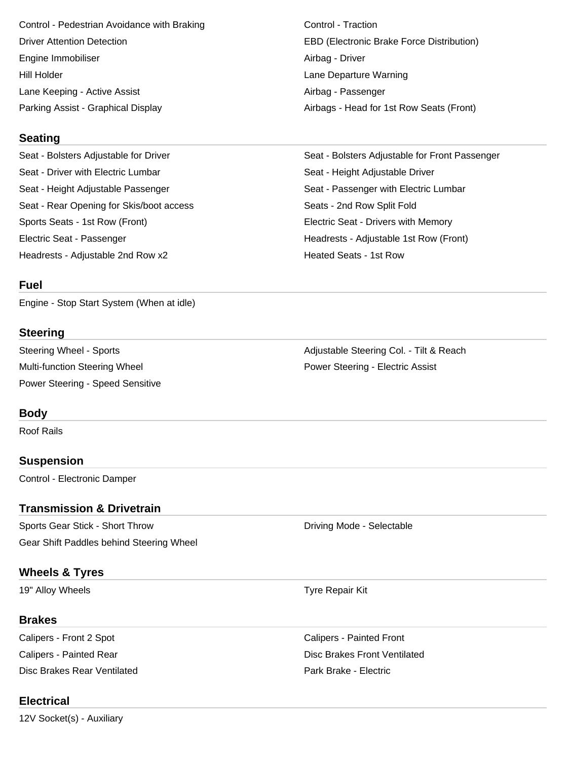- Control - Pedestrian Avoidance with Braking
- Control - Traction
- Driver Attention Detection
- EBD (Electronic Brake Force Distribution)
- Engine Immobiliser
- Airbag - Driver
- Hill Holder
- Lane Departure Warning
- Lane Keeping - Active Assist
- Airbag - Passenger
- Parking Assist - Graphical Display
- Airbags - Head for 1st Row Seats (Front)

## Seating

- Seat - Bolsters Adjustable for Driver
- Seat - Bolsters Adjustable for Front Passenger
- Seat - Driver with Electric Lumbar
- Seat - Height Adjustable Driver
- Seat - Height Adjustable Passenger
- Seat - Passenger with Electric Lumbar
- Seat - Rear Opening for Skis/boot access
- Seats - 2nd Row Split Fold
- Sports Seats - 1st Row (Front)
- Electric Seat - Drivers with Memory
- Electric Seat - Passenger
- Headrests - Adjustable 1st Row (Front)
- Headrests - Adjustable 2nd Row x2
- Heated Seats - 1st Row

## Fuel

- Engine - Stop Start System (When at idle)

## Steering

- Steering Wheel - Sports
- Adjustable Steering Col. - Tilt & Reach
- Multi-function Steering Wheel
- Power Steering - Electric Assist
- Power Steering - Speed Sensitive

## Body

- Roof Rails

## Suspension

- Control - Electronic Damper

## Transmission & Drivetrain

- Sports Gear Stick - Short Throw
- Driving Mode - Selectable
- Gear Shift Paddles behind Steering Wheel

## Wheels & Tyres

- 19" Alloy Wheels
- Tyre Repair Kit

## Brakes

- Calipers - Front 2 Spot
- Calipers - Painted Front
- Calipers - Painted Rear
- Disc Brakes Front Ventilated
- Disc Brakes Rear Ventilated
- Park Brake - Electric

## Electrical

- 12V Socket(s) - Auxiliary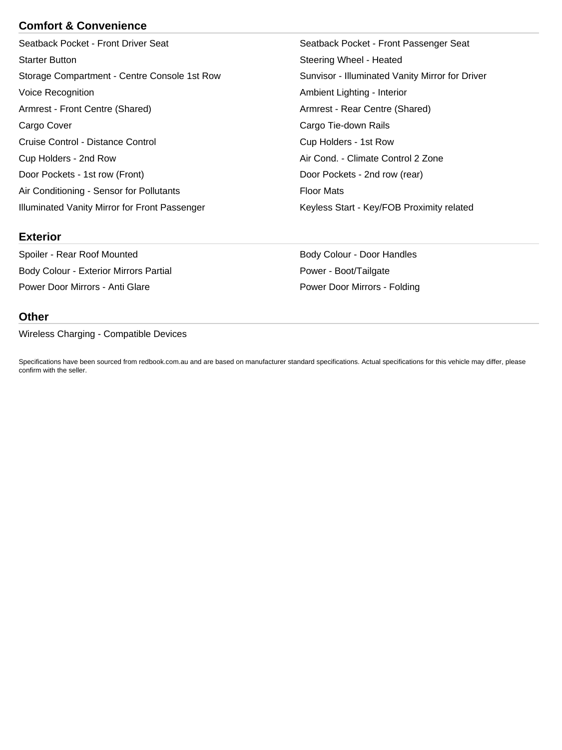## Comfort & Convenience

- Seatback Pocket - Front Driver Seat
- Seatback Pocket - Front Passenger Seat
- Starter Button
- Steering Wheel - Heated
- Storage Compartment - Centre Console 1st Row
- Sunvisor - Illuminated Vanity Mirror for Driver
- Voice Recognition
- Ambient Lighting - Interior
- Armrest - Front Centre (Shared)
- Armrest - Rear Centre (Shared)
- Cargo Cover
- Cargo Tie-down Rails
- Cruise Control - Distance Control
- Cup Holders - 1st Row
- Cup Holders - 2nd Row
- Air Cond. - Climate Control 2 Zone
- Door Pockets - 1st row (Front)
- Door Pockets - 2nd row (rear)
- Air Conditioning - Sensor for Pollutants
- Floor Mats
- Illuminated Vanity Mirror for Front Passenger
- Keyless Start - Key/FOB Proximity related

## Exterior

- Spoiler - Rear Roof Mounted
- Body Colour - Door Handles
- Body Colour - Exterior Mirrors Partial
- Power - Boot/Tailgate
- Power Door Mirrors - Anti Glare
- Power Door Mirrors - Folding

## Other

- Wireless Charging - Compatible Devices

Specifications have been sourced from redbook.com.au and are based on manufacturer standard specifications. Actual specifications for this vehicle may differ, please confirm with the seller.